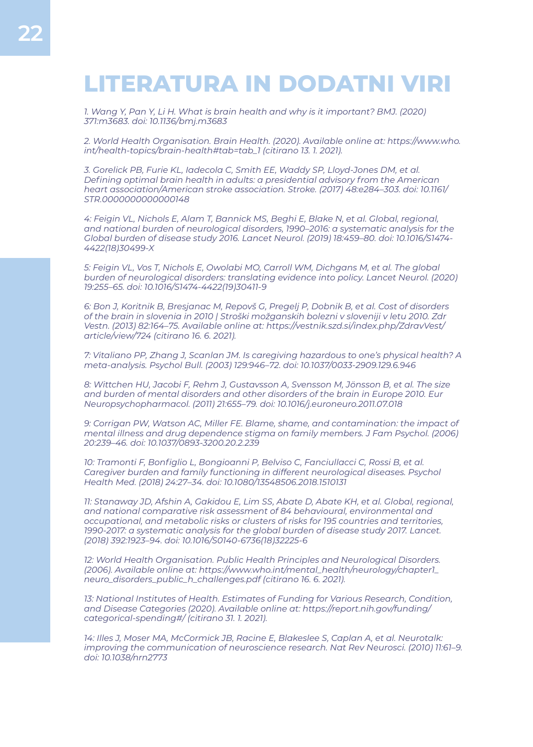# LITERATURA IN DODATNI VIRI

*1. Wang Y, Pan Y, Li H. What is brain health and why is it important? BMJ. (2020) 371:m3683. doi: 10.1136/bmj.m3683*

*2. World Health Organisation. Brain Health. (2020). Available online at: https://www.who.int/health-topics/brain-health#tab=tab_1 (citirano 13. 1. 2021).*

*3. Gorelick PB, Furie KL, Iadecola C, Smith EE, Waddy SP, Lloyd-Jones DM, et al. Defining optimal brain health in adults: a presidential advisory from the American heart association/American stroke association. Stroke. (2017) 48:e284–303. doi: 10.1161/STR.0000000000000148*

*4: Feigin VL, Nichols E, Alam T, Bannick MS, Beghi E, Blake N, et al. Global, regional, and national burden of neurological disorders, 1990–2016: a systematic analysis for the Global burden of disease study 2016. Lancet Neurol. (2019) 18:459–80. doi: 10.1016/S1474-4422(18)30499-X*

*5: Feigin VL, Vos T, Nichols E, Owolabi MO, Carroll WM, Dichgans M, et al. The global burden of neurological disorders: translating evidence into policy. Lancet Neurol. (2020) 19:255–65. doi: 10.1016/S1474-4422(19)30411-9*

*6: Bon J, Koritnik B, Bresjanac M, Repovš G, Pregelj P, Dobnik B, et al. Cost of disorders of the brain in slovenia in 2010 | Stroški možganskih bolezni v sloveniji v letu 2010. Zdr Vestn. (2013) 82:164–75. Available online at: https://vestnik.szd.si/index.php/ZdravVest/article/view/724 (citirano 16. 6. 2021).*

*7: Vitaliano PP, Zhang J, Scanlan JM. Is caregiving hazardous to one's physical health? A meta-analysis. Psychol Bull. (2003) 129:946–72. doi: 10.1037/0033-2909.129.6.946*

*8: Wittchen HU, Jacobi F, Rehm J, Gustavsson A, Svensson M, Jönsson B, et al. The size and burden of mental disorders and other disorders of the brain in Europe 2010. Eur Neuropsychopharmacol. (2011) 21:655–79. doi: 10.1016/j.euroneuro.2011.07.018*

*9: Corrigan PW, Watson AC, Miller FE. Blame, shame, and contamination: the impact of mental illness and drug dependence stigma on family members. J Fam Psychol. (2006) 20:239–46. doi: 10.1037/0893-3200.20.2.239*

*10: Tramonti F, Bonfiglio L, Bongioanni P, Belviso C, Fanciullacci C, Rossi B, et al. Caregiver burden and family functioning in different neurological diseases. Psychol Health Med. (2018) 24:27–34. doi: 10.1080/13548506.2018.1510131*

*11: Stanaway JD, Afshin A, Gakidou E, Lim SS, Abate D, Abate KH, et al. Global, regional, and national comparative risk assessment of 84 behavioural, environmental and occupational, and metabolic risks or clusters of risks for 195 countries and territories, 1990-2017: a systematic analysis for the global burden of disease study 2017. Lancet. (2018) 392:1923–94. doi: 10.1016/S0140-6736(18)32225-6*

*12: World Health Organisation. Public Health Principles and Neurological Disorders. (2006). Available online at: https://www.who.int/mental_health/neurology/chapter1_neuro_disorders_public_h_challenges.pdf (citirano 16. 6. 2021).*

*13: National Institutes of Health. Estimates of Funding for Various Research, Condition, and Disease Categories (2020). Available online at: https://report.nih.gov/funding/categorical-spending#/ (citirano 31. 1. 2021).*

*14: Illes J, Moser MA, McCormick JB, Racine E, Blakeslee S, Caplan A, et al. Neurotalk: improving the communication of neuroscience research. Nat Rev Neurosci. (2010) 11:61–9. doi: 10.1038/nrn2773*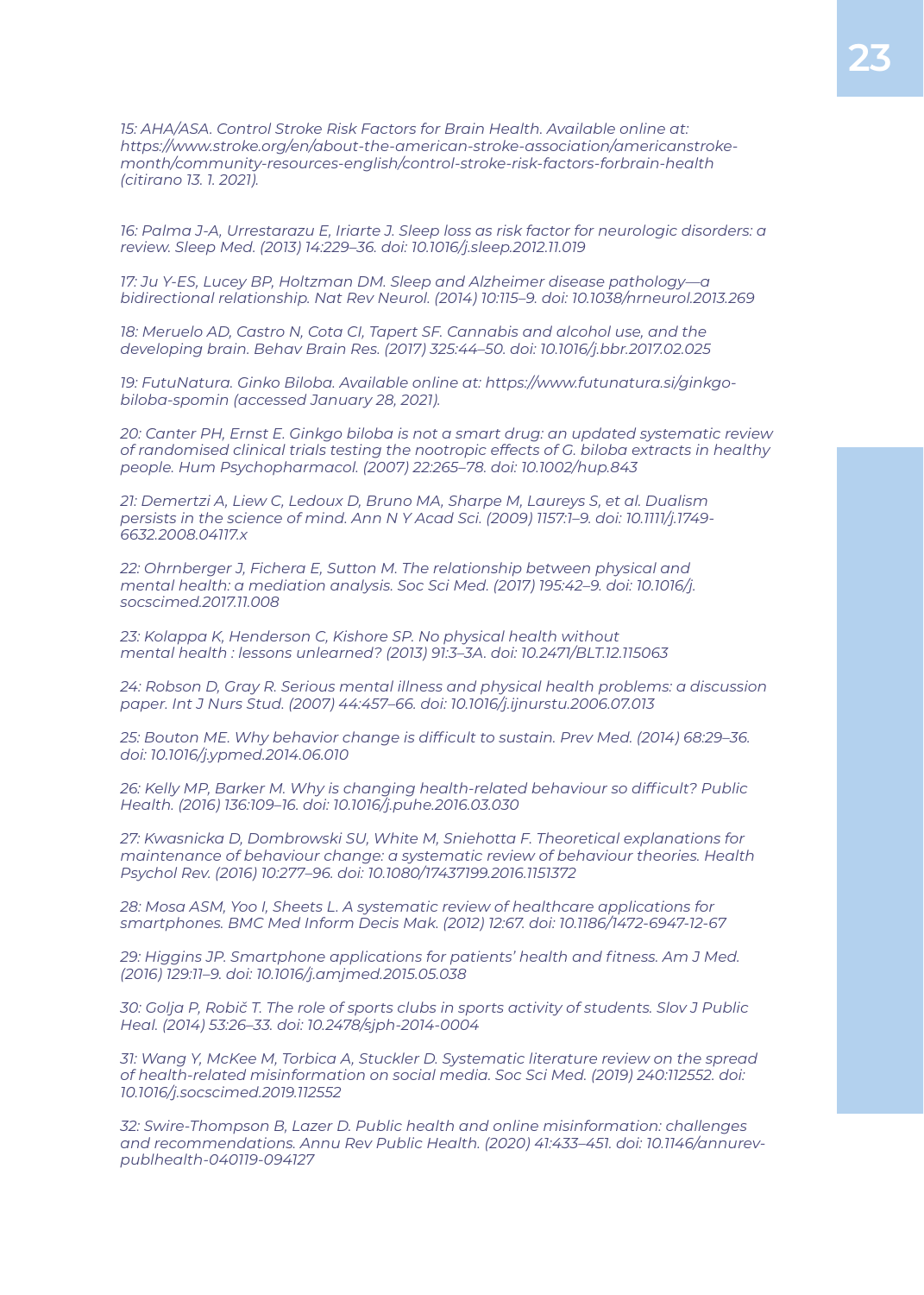*15: AHA/ASA. Control Stroke Risk Factors for Brain Health. Available online at: https://www.stroke.org/en/about-the-american-stroke-association/americanstroke-month/community-resources-english/control-stroke-risk-factors-forbrain-health (citirano 13. 1. 2021).*

*16: Palma J-A, Urrestarazu E, Iriarte J. Sleep loss as risk factor for neurologic disorders: a review. Sleep Med. (2013) 14:229–36. doi: 10.1016/j.sleep.2012.11.019*

*17: Ju Y-ES, Lucey BP, Holtzman DM. Sleep and Alzheimer disease pathology—a bidirectional relationship. Nat Rev Neurol. (2014) 10:115–9. doi: 10.1038/nrneurol.2013.269*

*18: Meruelo AD, Castro N, Cota CI, Tapert SF. Cannabis and alcohol use, and the developing brain. Behav Brain Res. (2017) 325:44–50. doi: 10.1016/j.bbr.2017.02.025*

*19: FutuNatura. Ginko Biloba. Available online at: https://www.futunatura.si/ginkgo-biloba-spomin (accessed January 28, 2021).*

*20: Canter PH, Ernst E. Ginkgo biloba is not a smart drug: an updated systematic review of randomised clinical trials testing the nootropic effects of G. biloba extracts in healthy people. Hum Psychopharmacol. (2007) 22:265–78. doi: 10.1002/hup.843*

*21: Demertzi A, Liew C, Ledoux D, Bruno MA, Sharpe M, Laureys S, et al. Dualism persists in the science of mind. Ann N Y Acad Sci. (2009) 1157:1–9. doi: 10.1111/j.1749-6632.2008.04117.x*

*22: Ohrnberger J, Fichera E, Sutton M. The relationship between physical and mental health: a mediation analysis. Soc Sci Med. (2017) 195:42–9. doi: 10.1016/j.socscimed.2017.11.008*

*23: Kolappa K, Henderson C, Kishore SP. No physical health without mental health : lessons unlearned? (2013) 91:3–3A. doi: 10.2471/BLT.12.115063*

*24: Robson D, Gray R. Serious mental illness and physical health problems: a discussion paper. Int J Nurs Stud. (2007) 44:457–66. doi: 10.1016/j.ijnurstu.2006.07.013*

*25: Bouton ME. Why behavior change is difficult to sustain. Prev Med. (2014) 68:29–36. doi: 10.1016/j.ypmed.2014.06.010*

*26: Kelly MP, Barker M. Why is changing health-related behaviour so difficult? Public Health. (2016) 136:109–16. doi: 10.1016/j.puhe.2016.03.030*

*27: Kwasnicka D, Dombrowski SU, White M, Sniehotta F. Theoretical explanations for maintenance of behaviour change: a systematic review of behaviour theories. Health Psychol Rev. (2016) 10:277–96. doi: 10.1080/17437199.2016.1151372*

*28: Mosa ASM, Yoo I, Sheets L. A systematic review of healthcare applications for smartphones. BMC Med Inform Decis Mak. (2012) 12:67. doi: 10.1186/1472-6947-12-67*

*29: Higgins JP. Smartphone applications for patients' health and fitness. Am J Med. (2016) 129:11–9. doi: 10.1016/j.amjmed.2015.05.038*

*30: Golja P, Robič T. The role of sports clubs in sports activity of students. Slov J Public Heal. (2014) 53:26–33. doi: 10.2478/sjph-2014-0004*

*31: Wang Y, McKee M, Torbica A, Stuckler D. Systematic literature review on the spread of health-related misinformation on social media. Soc Sci Med. (2019) 240:112552. doi: 10.1016/j.socscimed.2019.112552*

*32: Swire-Thompson B, Lazer D. Public health and online misinformation: challenges and recommendations. Annu Rev Public Health. (2020) 41:433–451. doi: 10.1146/annurev-publhealth-040119-094127*